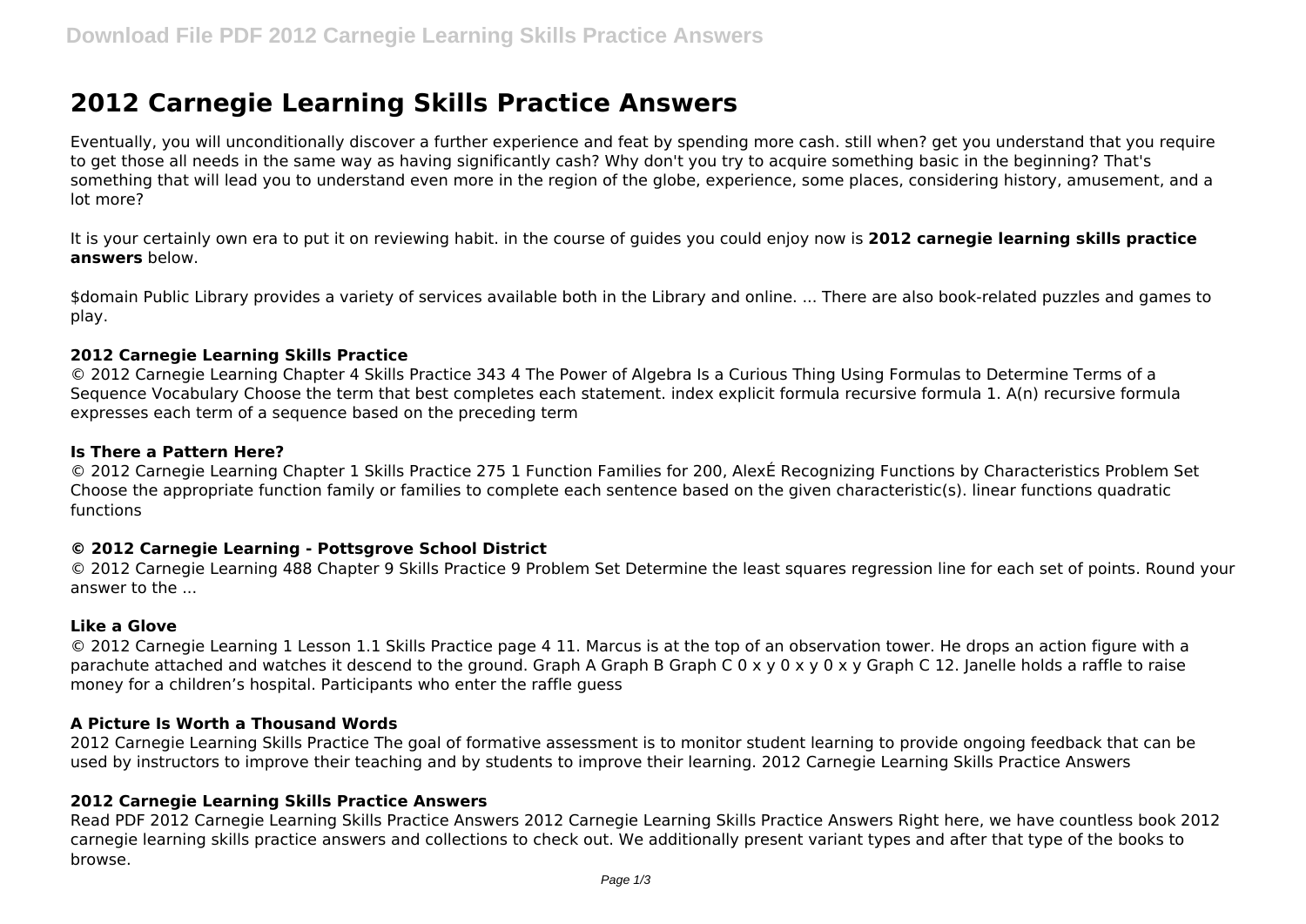# 2012 Carnegie Learning Skills Practice Answers

Eventually, you will unconditionally discover a further experience and feat by spending more cash. still when? get you understand that you require to get those all needs in the same way as having significantly cash? Why don't you try to acquire something basic in the beginning? That's something that will lead you to understand even more in the region of the globe, experience, some places, considering history, amusement, and a lot more?

It is your certainly own era to put it on reviewing habit. in the course of guides you could enjoy now is **2012 carnegie learning skills practice answers** below.

$domain Public Library provides a variety of services available both in the Library and online. ... There are also book-related puzzles and games to play.

### 2012 Carnegie Learning Skills Practice

© 2012 Carnegie Learning Chapter 4 Skills Practice 343 4 The Power of Algebra Is a Curious Thing Using Formulas to Determine Terms of a Sequence Vocabulary Choose the term that best completes each statement. index explicit formula recursive formula 1. A(n) recursive formula expresses each term of a sequence based on the preceding term

### Is There a Pattern Here?

© 2012 Carnegie Learning Chapter 1 Skills Practice 275 1 Function Families for 200, AlexÉ Recognizing Functions by Characteristics Problem Set Choose the appropriate function family or families to complete each sentence based on the given characteristic(s). linear functions quadratic functions

### © 2012 Carnegie Learning - Pottsgrove School District

© 2012 Carnegie Learning 488 Chapter 9 Skills Practice 9 Problem Set Determine the least squares regression line for each set of points. Round your answer to the ...

### Like a Glove

© 2012 Carnegie Learning 1 Lesson 1.1 Skills Practice page 4 11. Marcus is at the top of an observation tower. He drops an action figure with a parachute attached and watches it descend to the ground. Graph A Graph B Graph C 0 x y 0 x y 0 x y Graph C 12. Janelle holds a raffle to raise money for a children's hospital. Participants who enter the raffle guess

### A Picture Is Worth a Thousand Words

2012 Carnegie Learning Skills Practice The goal of formative assessment is to monitor student learning to provide ongoing feedback that can be used by instructors to improve their teaching and by students to improve their learning. 2012 Carnegie Learning Skills Practice Answers

### 2012 Carnegie Learning Skills Practice Answers

Read PDF 2012 Carnegie Learning Skills Practice Answers 2012 Carnegie Learning Skills Practice Answers Right here, we have countless book 2012 carnegie learning skills practice answers and collections to check out. We additionally present variant types and after that type of the books to browse.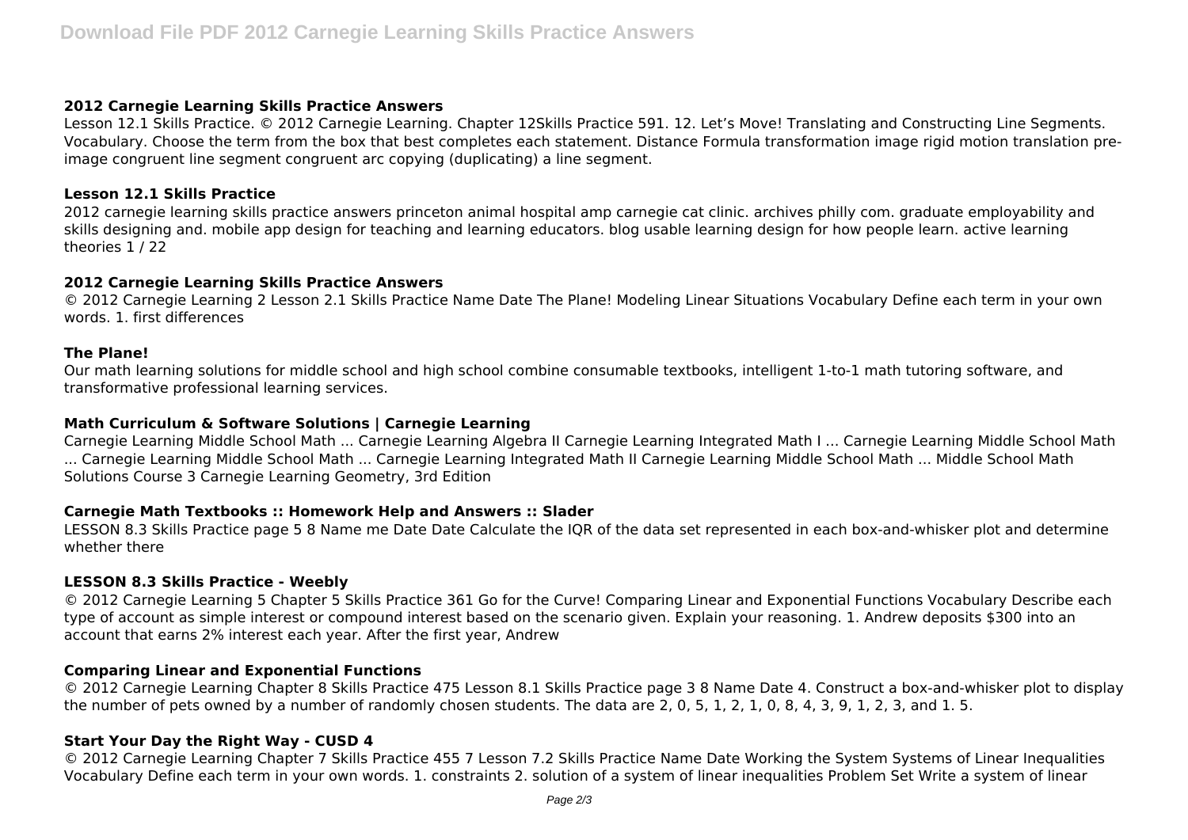### 2012 Carnegie Learning Skills Practice Answers

Lesson 12.1 Skills Practice. © 2012 Carnegie Learning. Chapter 12Skills Practice 591. 12. Let's Move! Translating and Constructing Line Segments. Vocabulary. Choose the term from the box that best completes each statement. Distance Formula transformation image rigid motion translation pre-image congruent line segment congruent arc copying (duplicating) a line segment.

### Lesson 12.1 Skills Practice

2012 carnegie learning skills practice answers princeton animal hospital amp carnegie cat clinic. archives philly com. graduate employability and skills designing and. mobile app design for teaching and learning educators. blog usable learning design for how people learn. active learning theories 1 / 22

### 2012 Carnegie Learning Skills Practice Answers

© 2012 Carnegie Learning 2 Lesson 2.1 Skills Practice Name Date The Plane! Modeling Linear Situations Vocabulary Define each term in your own words. 1. first differences

### The Plane!

Our math learning solutions for middle school and high school combine consumable textbooks, intelligent 1-to-1 math tutoring software, and transformative professional learning services.

### Math Curriculum & Software Solutions | Carnegie Learning

Carnegie Learning Middle School Math ... Carnegie Learning Algebra II Carnegie Learning Integrated Math I ... Carnegie Learning Middle School Math ... Carnegie Learning Middle School Math ... Carnegie Learning Integrated Math II Carnegie Learning Middle School Math ... Middle School Math Solutions Course 3 Carnegie Learning Geometry, 3rd Edition

### Carnegie Math Textbooks :: Homework Help and Answers :: Slader

LESSON 8.3 Skills Practice page 5 8 Name me Date Date Calculate the IQR of the data set represented in each box-and-whisker plot and determine whether there

### LESSON 8.3 Skills Practice - Weebly

© 2012 Carnegie Learning 5 Chapter 5 Skills Practice 361 Go for the Curve! Comparing Linear and Exponential Functions Vocabulary Describe each type of account as simple interest or compound interest based on the scenario given. Explain your reasoning. 1. Andrew deposits $300 into an account that earns 2% interest each year. After the first year, Andrew

### Comparing Linear and Exponential Functions

© 2012 Carnegie Learning Chapter 8 Skills Practice 475 Lesson 8.1 Skills Practice page 3 8 Name Date 4. Construct a box-and-whisker plot to display the number of pets owned by a number of randomly chosen students. The data are 2, 0, 5, 1, 2, 1, 0, 8, 4, 3, 9, 1, 2, 3, and 1. 5.

### Start Your Day the Right Way - CUSD 4

© 2012 Carnegie Learning Chapter 7 Skills Practice 455 7 Lesson 7.2 Skills Practice Name Date Working the System Systems of Linear Inequalities Vocabulary Define each term in your own words. 1. constraints 2. solution of a system of linear inequalities Problem Set Write a system of linear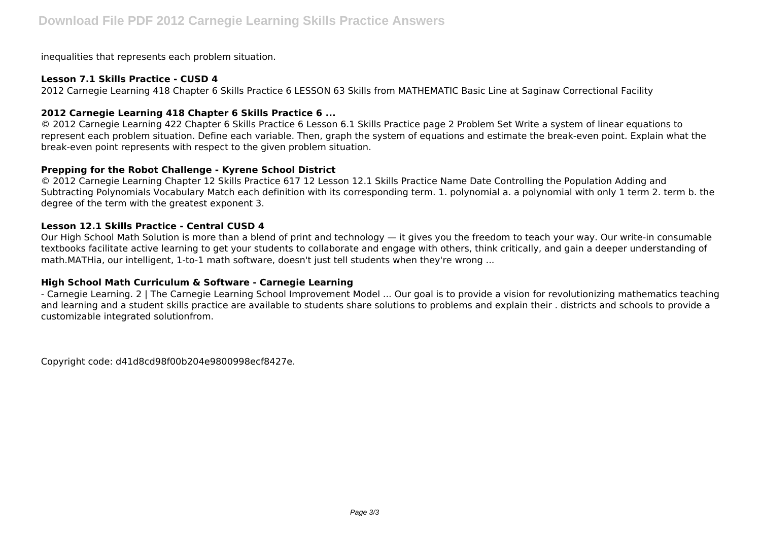inequalities that represents each problem situation.

**Lesson 7.1 Skills Practice - CUSD 4**

2012 Carnegie Learning 418 Chapter 6 Skills Practice 6 LESSON 63 Skills from MATHEMATIC Basic Line at Saginaw Correctional Facility

**2012 Carnegie Learning 418 Chapter 6 Skills Practice 6 ...**

© 2012 Carnegie Learning 422 Chapter 6 Skills Practice 6 Lesson 6.1 Skills Practice page 2 Problem Set Write a system of linear equations to represent each problem situation. Define each variable. Then, graph the system of equations and estimate the break-even point. Explain what the break-even point represents with respect to the given problem situation.

**Prepping for the Robot Challenge - Kyrene School District**

© 2012 Carnegie Learning Chapter 12 Skills Practice 617 12 Lesson 12.1 Skills Practice Name Date Controlling the Population Adding and Subtracting Polynomials Vocabulary Match each definition with its corresponding term. 1. polynomial a. a polynomial with only 1 term 2. term b. the degree of the term with the greatest exponent 3.

**Lesson 12.1 Skills Practice - Central CUSD 4**

Our High School Math Solution is more than a blend of print and technology — it gives you the freedom to teach your way. Our write-in consumable textbooks facilitate active learning to get your students to collaborate and engage with others, think critically, and gain a deeper understanding of math.MATHia, our intelligent, 1-to-1 math software, doesn't just tell students when they're wrong ...

**High School Math Curriculum & Software - Carnegie Learning**

- Carnegie Learning. 2 | The Carnegie Learning School Improvement Model ... Our goal is to provide a vision for revolutionizing mathematics teaching and learning and a student skills practice are available to students share solutions to problems and explain their . districts and schools to provide a customizable integrated solutionfrom.

Copyright code: d41d8cd98f00b204e9800998ecf8427e.